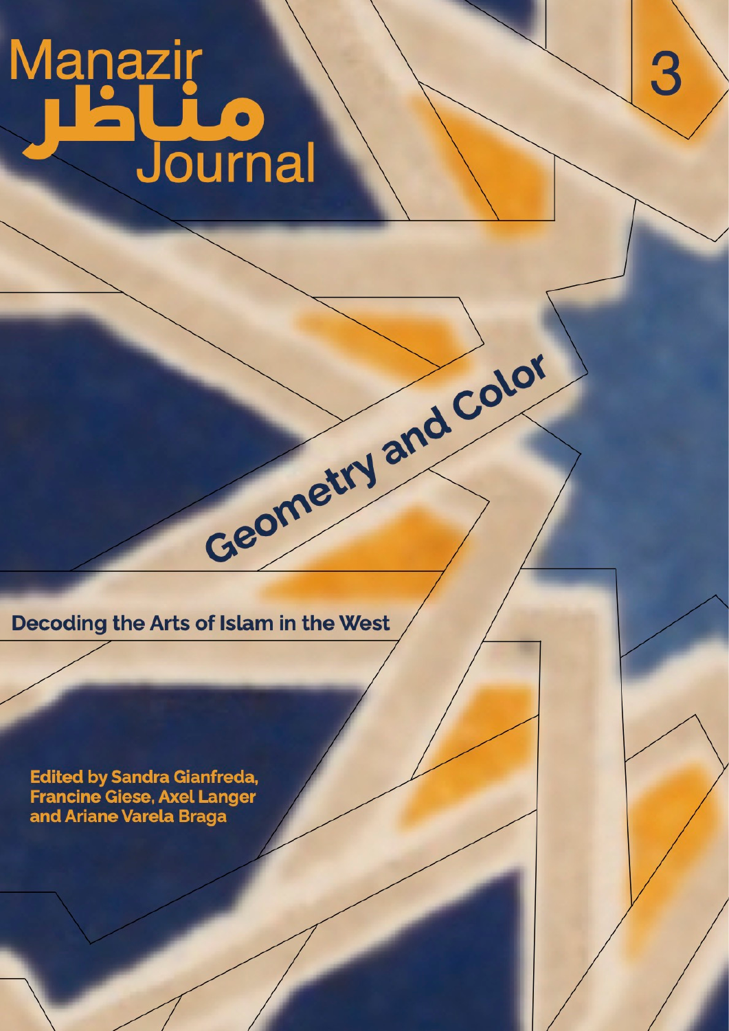# Manazir مناظر Journal

3

## Geometry and Color

**Decoding the Arts of Islam in the West**

**Edited by Sandra Gianfreda, Francine Giese, Axel Langer and Ariane Varela Braga**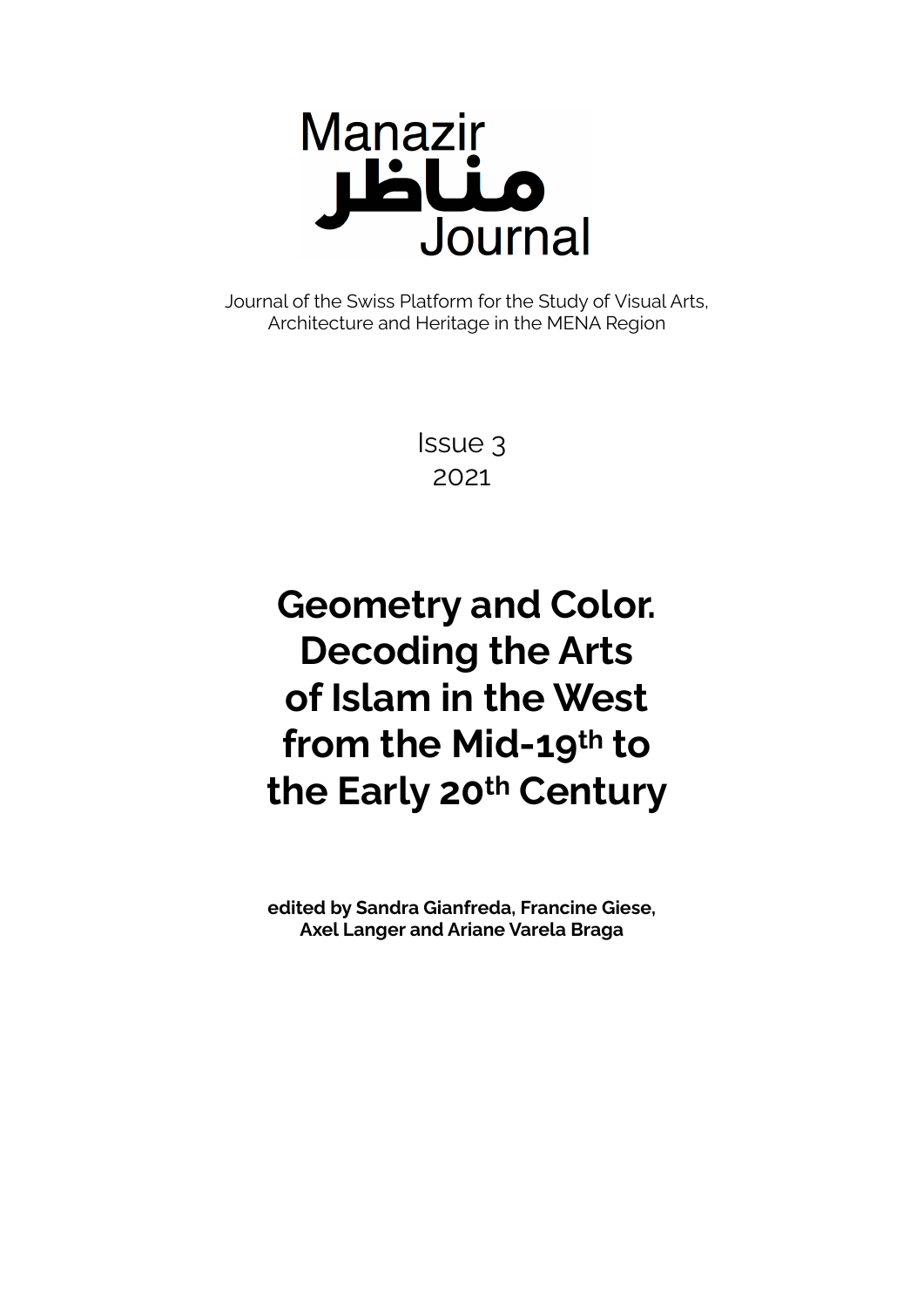Manazir

مناظر

Journal

Journal of the Swiss Platform for the Study of Visual Arts, Architecture and Heritage in the MENA Region

Issue 3

2021

# Geometry and Color. Decoding the Arts of Islam in the West from the Mid-19th to the Early 20th Century

**edited by Sandra Gianfreda, Francine Giese, Axel Langer and Ariane Varela Braga**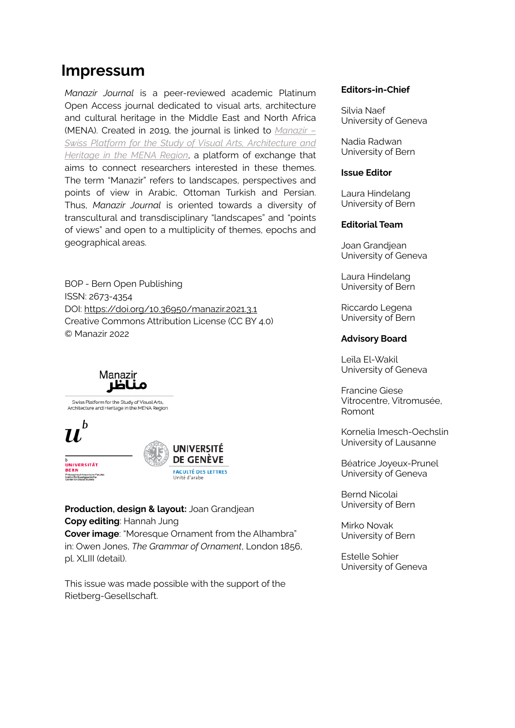# Impressum

*Manazir Journal* is a peer-reviewed academic Platinum Open Access journal dedicated to visual arts, architecture and cultural heritage in the Middle East and North Africa (MENA). Created in 2019, the journal is linked to *Manazir – Swiss Platform for the Study of Visual Arts, Architecture and Heritage in the MENA Region*, a platform of exchange that aims to connect researchers interested in these themes. The term "Manazir" refers to landscapes, perspectives and points of view in Arabic, Ottoman Turkish and Persian. Thus, *Manazir Journal* is oriented towards a diversity of transcultural and transdisciplinary "landscapes" and "points of views" and open to a multiplicity of themes, epochs and geographical areas.

BOP - Bern Open Publishing
ISSN: 2673-4354
DOI: https://doi.org/10.36950/manazir.2021.3.1
Creative Commons Attribution License (CC BY 4.0)
© Manazir 2022

Manazir
مناظر
Swiss Platform for the Study of Visual Arts, Architecture and Heritage in the MENA Region

UNIVERSITÄT BERN
Philosophisch-historische Fakultät
Institut für Kunstgeschichte
Center for Global Studies

UNIVERSITÉ DE GENÈVE
FACULTÉ DES LETTRES
Unité d'arabe

**Production, design & layout:** Joan Grandjean
**Copy editing**: Hannah Jung
**Cover image**: "Moresque Ornament from the Alhambra" in: Owen Jones, *The Grammar of Ornament*, London 1856, pl. XLIII (detail).

This issue was made possible with the support of the Rietberg-Gesellschaft.

**Editors-in-Chief**

Silvia Naef
University of Geneva

Nadia Radwan
University of Bern

**Issue Editor**

Laura Hindelang
University of Bern

**Editorial Team**

Joan Grandjean
University of Geneva

Laura Hindelang
University of Bern

Riccardo Legena
University of Bern

**Advisory Board**

Leïla El-Wakil
University of Geneva

Francine Giese
Vitrocentre, Vitromusée, Romont

Kornelia Imesch-Oechslin
University of Lausanne

Béatrice Joyeux-Prunel
University of Geneva

Bernd Nicolai
University of Bern

Mirko Novak
University of Bern

Estelle Sohier
University of Geneva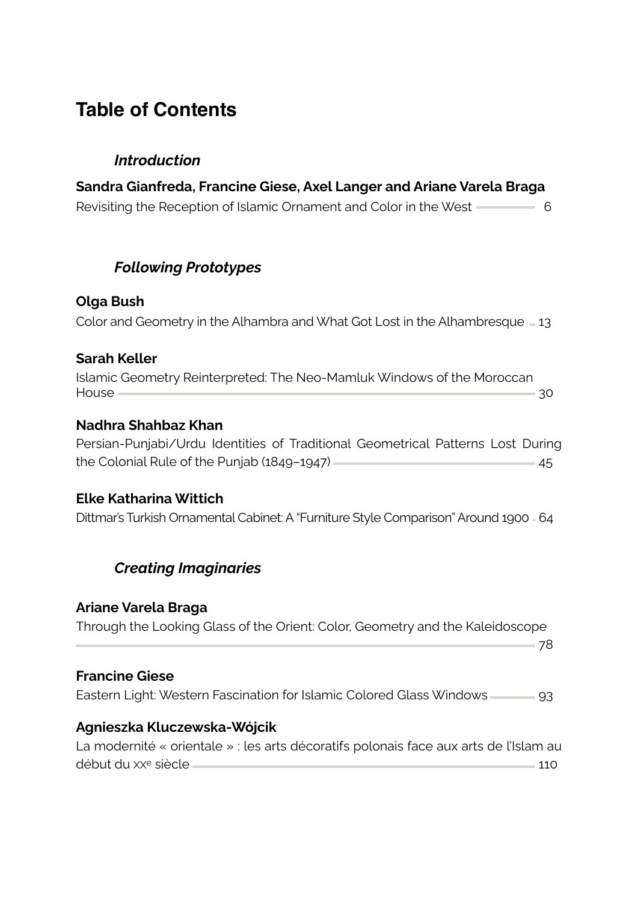# Table of Contents

## *Introduction*

**Sandra Gianfreda, Francine Giese, Axel Langer and Ariane Varela Braga**
Revisiting the Reception of Islamic Ornament and Color in the West 6

## *Following Prototypes*

**Olga Bush**
Color and Geometry in the Alhambra and What Got Lost in the Alhambresque 13

**Sarah Keller**
Islamic Geometry Reinterpreted: The Neo-Mamluk Windows of the Moroccan House 30

**Nadhra Shahbaz Khan**
Persian-Punjabi/Urdu Identities of Traditional Geometrical Patterns Lost During the Colonial Rule of the Punjab (1849–1947) 45

**Elke Katharina Wittich**
Dittmar's Turkish Ornamental Cabinet: A "Furniture Style Comparison" Around 1900 64

## *Creating Imaginaries*

**Ariane Varela Braga**
Through the Looking Glass of the Orient: Color, Geometry and the Kaleidoscope 78

**Francine Giese**
Eastern Light: Western Fascination for Islamic Colored Glass Windows 93

**Agnieszka Kluczewska-Wójcik**
La modernité « orientale » : les arts décoratifs polonais face aux arts de l'Islam au début du xx^e^ siècle 110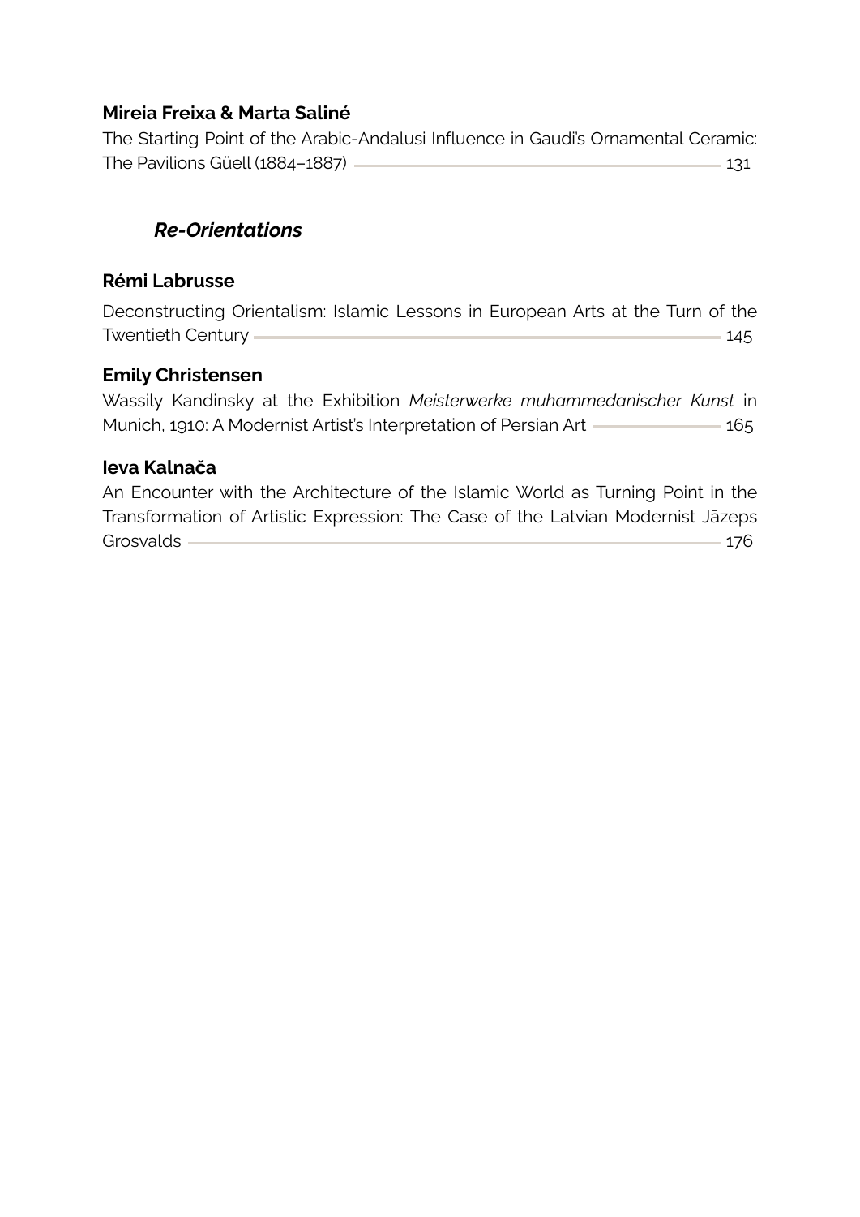**Mireia Freixa & Marta Saliné**

The Starting Point of the Arabic-Andalusi Influence in Gaudi's Ornamental Ceramic: The Pavilions Güell (1884–1887) — 131

## *Re-Orientations*

**Rémi Labrusse**

Deconstructing Orientalism: Islamic Lessons in European Arts at the Turn of the Twentieth Century — 145

**Emily Christensen**

Wassily Kandinsky at the Exhibition *Meisterwerke muhammedanischer Kunst* in Munich, 1910: A Modernist Artist's Interpretation of Persian Art — 165

**Ieva Kalnača**

An Encounter with the Architecture of the Islamic World as Turning Point in the Transformation of Artistic Expression: The Case of the Latvian Modernist Jāzeps Grosvalds — 176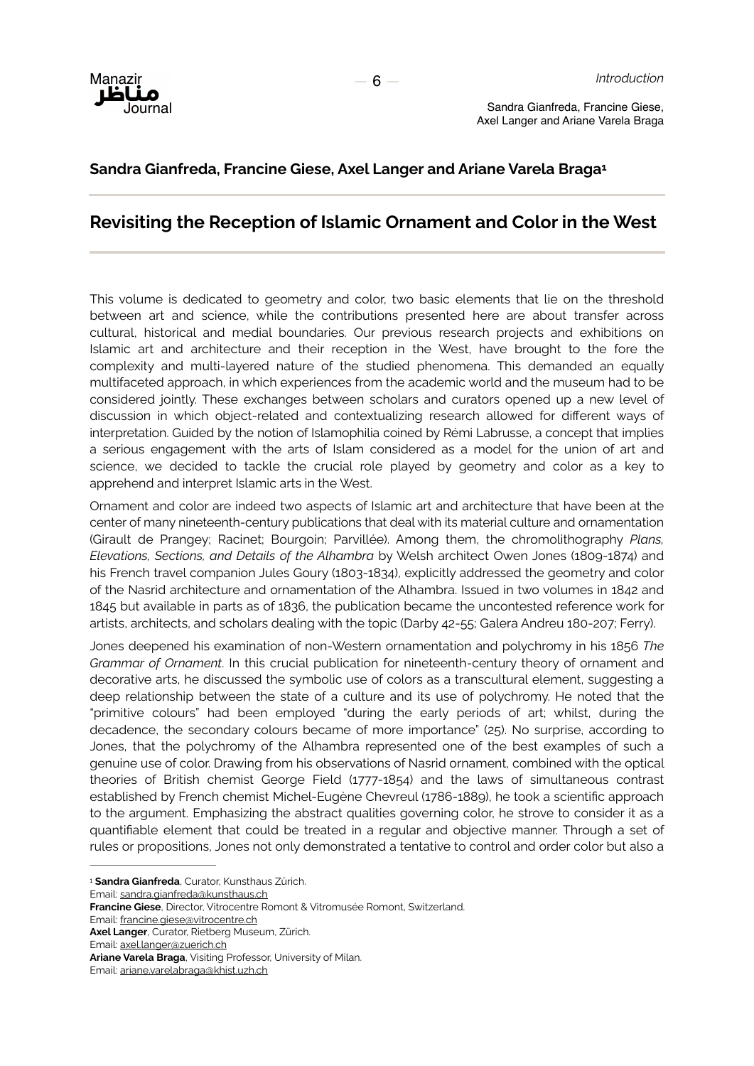**Sandra Gianfreda, Francine Giese, Axel Langer and Ariane Varela Braga**[1]

## Revisiting the Reception of Islamic Ornament and Color in the West

This volume is dedicated to geometry and color, two basic elements that lie on the threshold between art and science, while the contributions presented here are about transfer across cultural, historical and medial boundaries. Our previous research projects and exhibitions on Islamic art and architecture and their reception in the West, have brought to the fore the complexity and multi-layered nature of the studied phenomena. This demanded an equally multifaceted approach, in which experiences from the academic world and the museum had to be considered jointly. These exchanges between scholars and curators opened up a new level of discussion in which object-related and contextualizing research allowed for different ways of interpretation. Guided by the notion of Islamophilia coined by Rémi Labrusse, a concept that implies a serious engagement with the arts of Islam considered as a model for the union of art and science, we decided to tackle the crucial role played by geometry and color as a key to apprehend and interpret Islamic arts in the West.

Ornament and color are indeed two aspects of Islamic art and architecture that have been at the center of many nineteenth-century publications that deal with its material culture and ornamentation (Girault de Prangey; Racinet; Bourgoin; Parvillée). Among them, the chromolithography *Plans, Elevations, Sections, and Details of the Alhambra* by Welsh architect Owen Jones (1809-1874) and his French travel companion Jules Goury (1803-1834), explicitly addressed the geometry and color of the Nasrid architecture and ornamentation of the Alhambra. Issued in two volumes in 1842 and 1845 but available in parts as of 1836, the publication became the uncontested reference work for artists, architects, and scholars dealing with the topic (Darby 42-55; Galera Andreu 180-207; Ferry).

Jones deepened his examination of non-Western ornamentation and polychromy in his 1856 *The Grammar of Ornament*. In this crucial publication for nineteenth-century theory of ornament and decorative arts, he discussed the symbolic use of colors as a transcultural element, suggesting a deep relationship between the state of a culture and its use of polychromy. He noted that the "primitive colours" had been employed "during the early periods of art; whilst, during the decadence, the secondary colours became of more importance" (25). No surprise, according to Jones, that the polychromy of the Alhambra represented one of the best examples of such a genuine use of color. Drawing from his observations of Nasrid ornament, combined with the optical theories of British chemist George Field (1777-1854) and the laws of simultaneous contrast established by French chemist Michel-Eugène Chevreul (1786-1889), he took a scientific approach to the argument. Emphasizing the abstract qualities governing color, he strove to consider it as a quantifiable element that could be treated in a regular and objective manner. Through a set of rules or propositions, Jones not only demonstrated a tentative to control and order color but also a

---

[1] **Sandra Gianfreda**, Curator, Kunsthaus Zürich.
Email: sandra.gianfreda@kunsthaus.ch
**Francine Giese**, Director, Vitrocentre Romont & Vitromusée Romont, Switzerland.
Email: francine.giese@vitrocentre.ch
**Axel Langer**, Curator, Rietberg Museum, Zürich.
Email: axel.langer@zuerich.ch
**Ariane Varela Braga**, Visiting Professor, University of Milan.
Email: ariane.varelabraga@khist.uzh.ch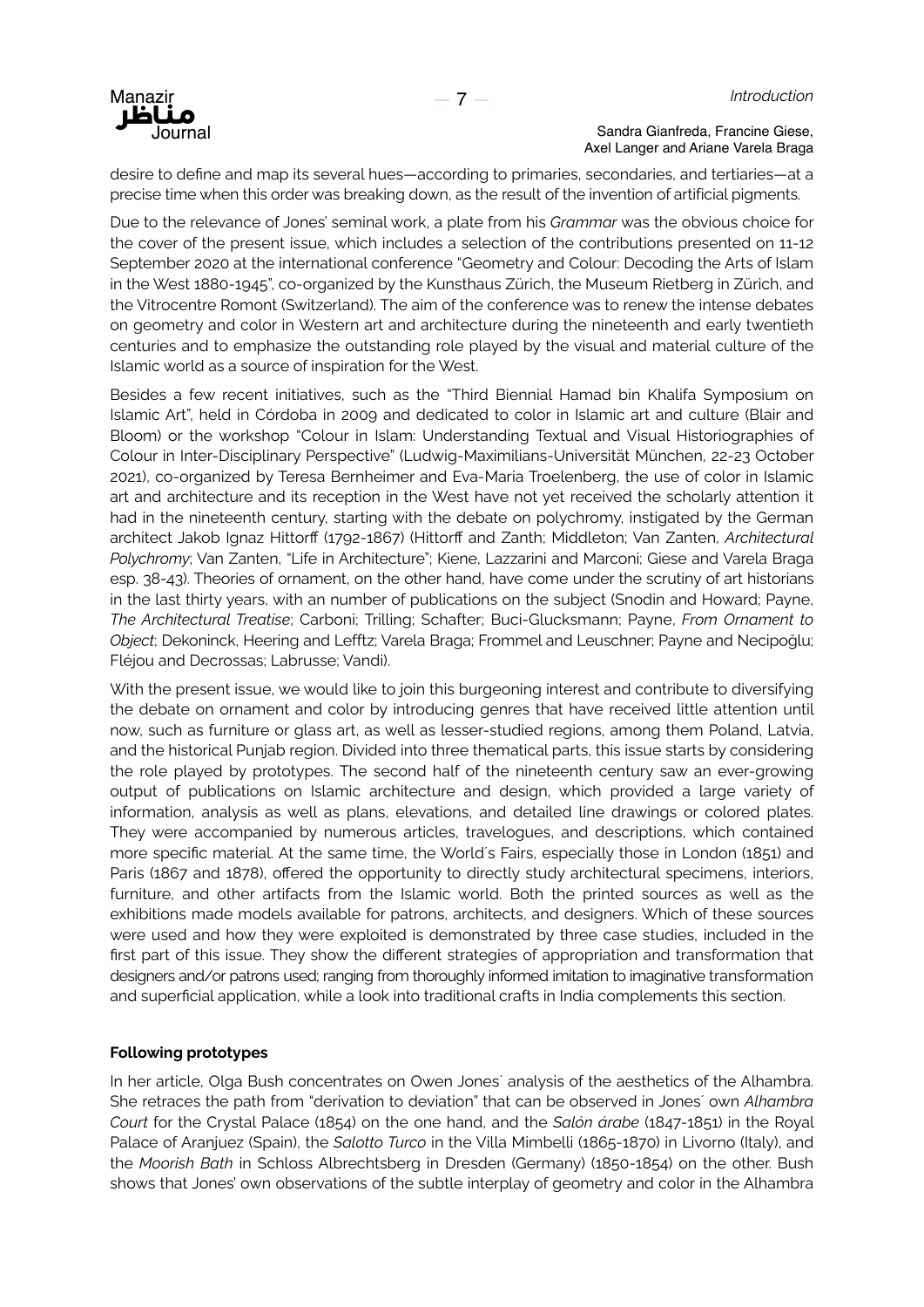desire to define and map its several hues—according to primaries, secondaries, and tertiaries—at a precise time when this order was breaking down, as the result of the invention of artificial pigments.

Due to the relevance of Jones' seminal work, a plate from his *Grammar* was the obvious choice for the cover of the present issue, which includes a selection of the contributions presented on 11-12 September 2020 at the international conference "Geometry and Colour: Decoding the Arts of Islam in the West 1880-1945", co-organized by the Kunsthaus Zürich, the Museum Rietberg in Zürich, and the Vitrocentre Romont (Switzerland). The aim of the conference was to renew the intense debates on geometry and color in Western art and architecture during the nineteenth and early twentieth centuries and to emphasize the outstanding role played by the visual and material culture of the Islamic world as a source of inspiration for the West.

Besides a few recent initiatives, such as the "Third Biennial Hamad bin Khalifa Symposium on Islamic Art", held in Córdoba in 2009 and dedicated to color in Islamic art and culture (Blair and Bloom) or the workshop "Colour in Islam: Understanding Textual and Visual Historiographies of Colour in Inter-Disciplinary Perspective" (Ludwig-Maximilians-Universität München, 22-23 October 2021), co-organized by Teresa Bernheimer and Eva-Maria Troelenberg, the use of color in Islamic art and architecture and its reception in the West have not yet received the scholarly attention it had in the nineteenth century, starting with the debate on polychromy, instigated by the German architect Jakob Ignaz Hittorff (1792-1867) (Hittorff and Zanth; Middleton; Van Zanten, *Architectural Polychromy*; Van Zanten, "Life in Architecture"; Kiene, Lazzarini and Marconi; Giese and Varela Braga esp. 38-43). Theories of ornament, on the other hand, have come under the scrutiny of art historians in the last thirty years, with an number of publications on the subject (Snodin and Howard; Payne, *The Architectural Treatise*; Carboni; Trilling; Schafter; Buci-Glucksmann; Payne, *From Ornament to Object*; Dekoninck, Heering and Lefftz; Varela Braga; Frommel and Leuschner; Payne and Necipoğlu; Fléjou and Decrossas; Labrusse; Vandi).

With the present issue, we would like to join this burgeoning interest and contribute to diversifying the debate on ornament and color by introducing genres that have received little attention until now, such as furniture or glass art, as well as lesser-studied regions, among them Poland, Latvia, and the historical Punjab region. Divided into three thematical parts, this issue starts by considering the role played by prototypes. The second half of the nineteenth century saw an ever-growing output of publications on Islamic architecture and design, which provided a large variety of information, analysis as well as plans, elevations, and detailed line drawings or colored plates. They were accompanied by numerous articles, travelogues, and descriptions, which contained more specific material. At the same time, the World´s Fairs, especially those in London (1851) and Paris (1867 and 1878), offered the opportunity to directly study architectural specimens, interiors, furniture, and other artifacts from the Islamic world. Both the printed sources as well as the exhibitions made models available for patrons, architects, and designers. Which of these sources were used and how they were exploited is demonstrated by three case studies, included in the first part of this issue. They show the different strategies of appropriation and transformation that designers and/or patrons used; ranging from thoroughly informed imitation to imaginative transformation and superficial application, while a look into traditional crafts in India complements this section.

**Following prototypes**

In her article, Olga Bush concentrates on Owen Jones´ analysis of the aesthetics of the Alhambra. She retraces the path from "derivation to deviation" that can be observed in Jones´ own *Alhambra Court* for the Crystal Palace (1854) on the one hand, and the *Salón árabe* (1847-1851) in the Royal Palace of Aranjuez (Spain), the *Salotto Turco* in the Villa Mimbelli (1865-1870) in Livorno (Italy), and the *Moorish Bath* in Schloss Albrechtsberg in Dresden (Germany) (1850-1854) on the other. Bush shows that Jones' own observations of the subtle interplay of geometry and color in the Alhambra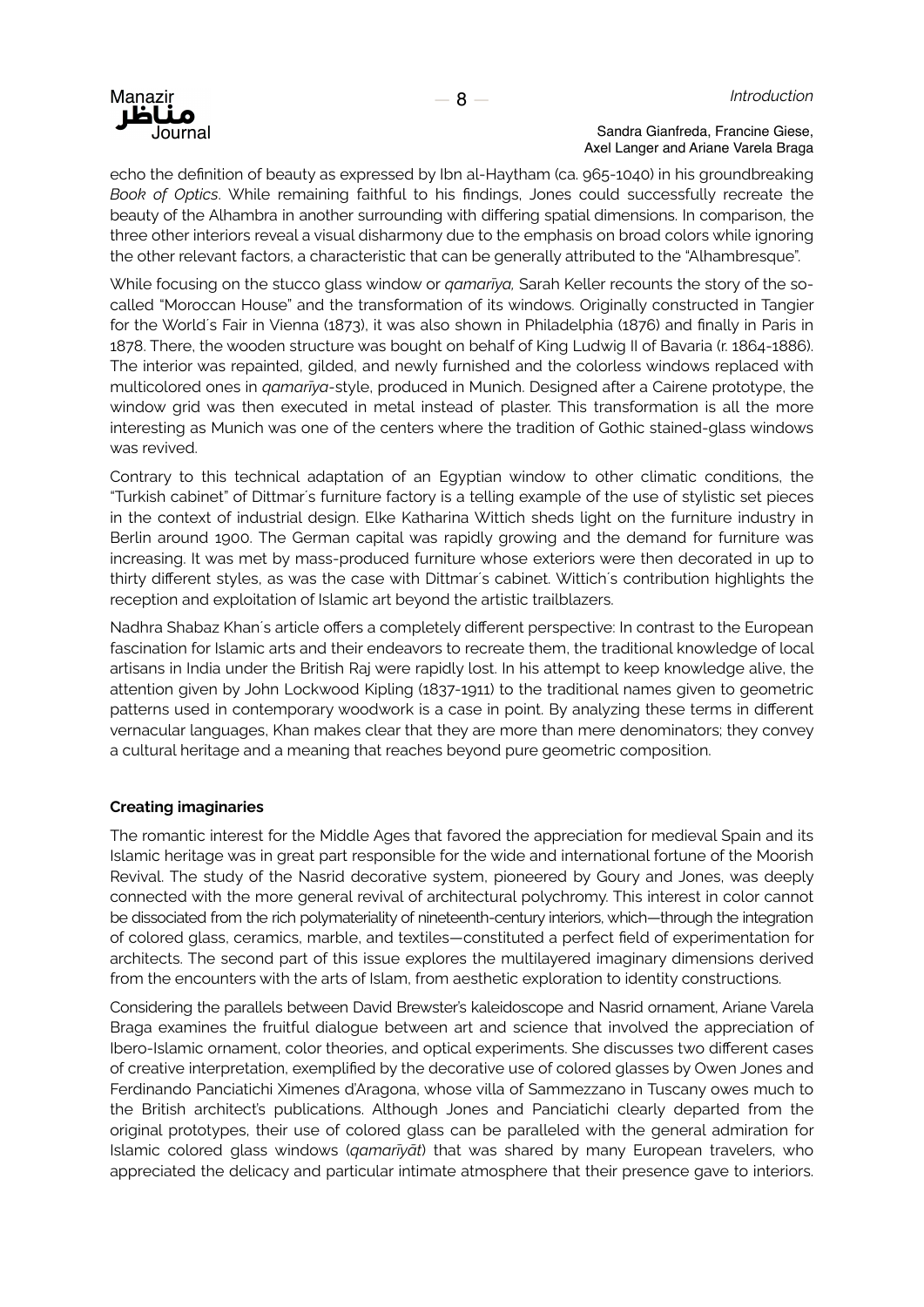echo the definition of beauty as expressed by Ibn al-Haytham (ca. 965-1040) in his groundbreaking *Book of Optics*. While remaining faithful to his findings, Jones could successfully recreate the beauty of the Alhambra in another surrounding with differing spatial dimensions. In comparison, the three other interiors reveal a visual disharmony due to the emphasis on broad colors while ignoring the other relevant factors, a characteristic that can be generally attributed to the "Alhambresque".

While focusing on the stucco glass window or *qamarīya,* Sarah Keller recounts the story of the so-called "Moroccan House" and the transformation of its windows. Originally constructed in Tangier for the World´s Fair in Vienna (1873), it was also shown in Philadelphia (1876) and finally in Paris in 1878. There, the wooden structure was bought on behalf of King Ludwig II of Bavaria (r. 1864-1886). The interior was repainted, gilded, and newly furnished and the colorless windows replaced with multicolored ones in *qamarīya*-style, produced in Munich. Designed after a Cairene prototype, the window grid was then executed in metal instead of plaster. This transformation is all the more interesting as Munich was one of the centers where the tradition of Gothic stained-glass windows was revived.

Contrary to this technical adaptation of an Egyptian window to other climatic conditions, the "Turkish cabinet" of Dittmar´s furniture factory is a telling example of the use of stylistic set pieces in the context of industrial design. Elke Katharina Wittich sheds light on the furniture industry in Berlin around 1900. The German capital was rapidly growing and the demand for furniture was increasing. It was met by mass-produced furniture whose exteriors were then decorated in up to thirty different styles, as was the case with Dittmar´s cabinet. Wittich´s contribution highlights the reception and exploitation of Islamic art beyond the artistic trailblazers.

Nadhra Shabaz Khan´s article offers a completely different perspective: In contrast to the European fascination for Islamic arts and their endeavors to recreate them, the traditional knowledge of local artisans in India under the British Raj were rapidly lost. In his attempt to keep knowledge alive, the attention given by John Lockwood Kipling (1837-1911) to the traditional names given to geometric patterns used in contemporary woodwork is a case in point. By analyzing these terms in different vernacular languages, Khan makes clear that they are more than mere denominators; they convey a cultural heritage and a meaning that reaches beyond pure geometric composition.

**Creating imaginaries**

The romantic interest for the Middle Ages that favored the appreciation for medieval Spain and its Islamic heritage was in great part responsible for the wide and international fortune of the Moorish Revival. The study of the Nasrid decorative system, pioneered by Goury and Jones, was deeply connected with the more general revival of architectural polychromy. This interest in color cannot be dissociated from the rich polymateriality of nineteenth-century interiors, which—through the integration of colored glass, ceramics, marble, and textiles—constituted a perfect field of experimentation for architects. The second part of this issue explores the multilayered imaginary dimensions derived from the encounters with the arts of Islam, from aesthetic exploration to identity constructions.

Considering the parallels between David Brewster's kaleidoscope and Nasrid ornament, Ariane Varela Braga examines the fruitful dialogue between art and science that involved the appreciation of Ibero-Islamic ornament, color theories, and optical experiments. She discusses two different cases of creative interpretation, exemplified by the decorative use of colored glasses by Owen Jones and Ferdinando Panciatichi Ximenes d'Aragona, whose villa of Sammezzano in Tuscany owes much to the British architect's publications. Although Jones and Panciatichi clearly departed from the original prototypes, their use of colored glass can be paralleled with the general admiration for Islamic colored glass windows (*qamarīyāt*) that was shared by many European travelers, who appreciated the delicacy and particular intimate atmosphere that their presence gave to interiors.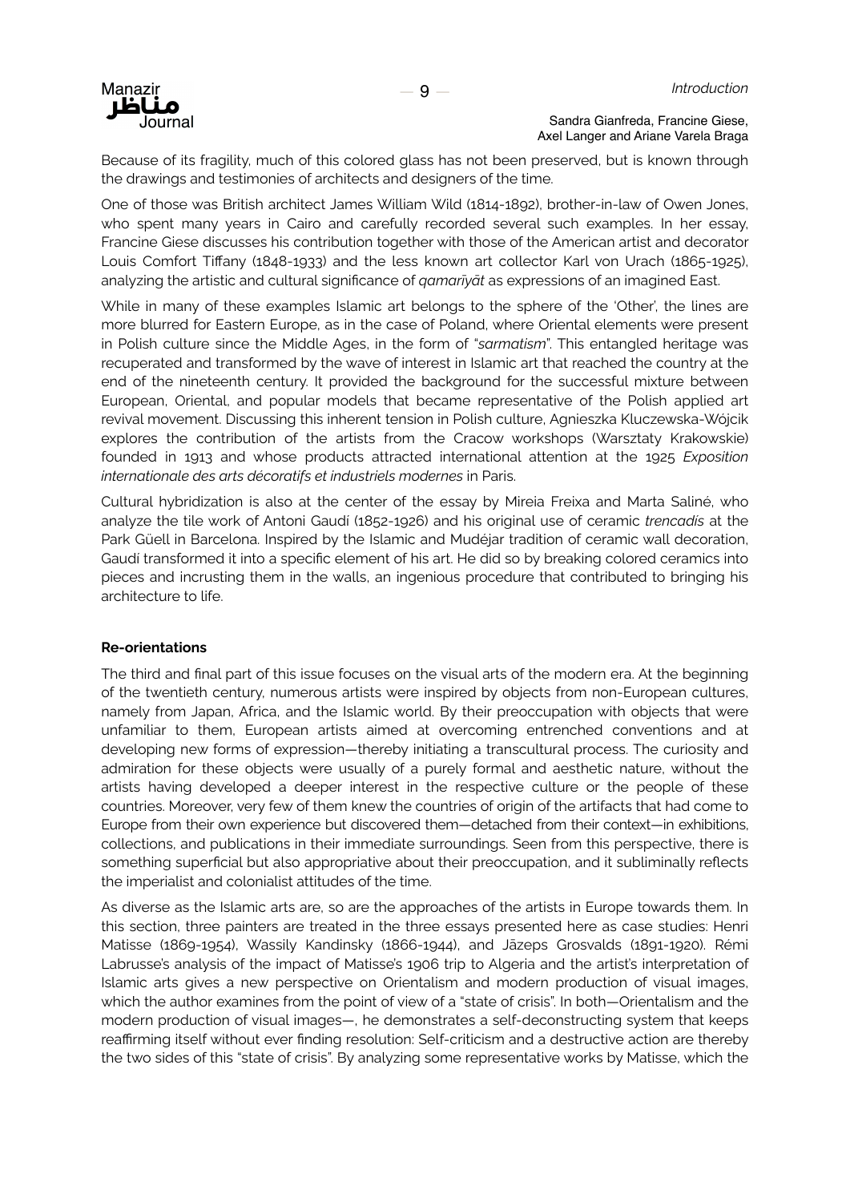Because of its fragility, much of this colored glass has not been preserved, but is known through the drawings and testimonies of architects and designers of the time.

One of those was British architect James William Wild (1814-1892), brother-in-law of Owen Jones, who spent many years in Cairo and carefully recorded several such examples. In her essay, Francine Giese discusses his contribution together with those of the American artist and decorator Louis Comfort Tiffany (1848-1933) and the less known art collector Karl von Urach (1865-1925), analyzing the artistic and cultural significance of *qamarīyāt* as expressions of an imagined East.

While in many of these examples Islamic art belongs to the sphere of the 'Other', the lines are more blurred for Eastern Europe, as in the case of Poland, where Oriental elements were present in Polish culture since the Middle Ages, in the form of "*sarmatism*". This entangled heritage was recuperated and transformed by the wave of interest in Islamic art that reached the country at the end of the nineteenth century. It provided the background for the successful mixture between European, Oriental, and popular models that became representative of the Polish applied art revival movement. Discussing this inherent tension in Polish culture, Agnieszka Kluczewska-Wójcik explores the contribution of the artists from the Cracow workshops (Warsztaty Krakowskie) founded in 1913 and whose products attracted international attention at the 1925 *Exposition internationale des arts décoratifs et industriels modernes* in Paris.

Cultural hybridization is also at the center of the essay by Mireia Freixa and Marta Saliné, who analyze the tile work of Antoni Gaudí (1852-1926) and his original use of ceramic *trencadís* at the Park Güell in Barcelona. Inspired by the Islamic and Mudéjar tradition of ceramic wall decoration, Gaudí transformed it into a specific element of his art. He did so by breaking colored ceramics into pieces and incrusting them in the walls, an ingenious procedure that contributed to bringing his architecture to life.

**Re-orientations**

The third and final part of this issue focuses on the visual arts of the modern era. At the beginning of the twentieth century, numerous artists were inspired by objects from non-European cultures, namely from Japan, Africa, and the Islamic world. By their preoccupation with objects that were unfamiliar to them, European artists aimed at overcoming entrenched conventions and at developing new forms of expression—thereby initiating a transcultural process. The curiosity and admiration for these objects were usually of a purely formal and aesthetic nature, without the artists having developed a deeper interest in the respective culture or the people of these countries. Moreover, very few of them knew the countries of origin of the artifacts that had come to Europe from their own experience but discovered them—detached from their context—in exhibitions, collections, and publications in their immediate surroundings. Seen from this perspective, there is something superficial but also appropriative about their preoccupation, and it subliminally reflects the imperialist and colonialist attitudes of the time.

As diverse as the Islamic arts are, so are the approaches of the artists in Europe towards them. In this section, three painters are treated in the three essays presented here as case studies: Henri Matisse (1869-1954), Wassily Kandinsky (1866-1944), and Jāzeps Grosvalds (1891-1920). Rémi Labrusse's analysis of the impact of Matisse's 1906 trip to Algeria and the artist's interpretation of Islamic arts gives a new perspective on Orientalism and modern production of visual images, which the author examines from the point of view of a "state of crisis". In both—Orientalism and the modern production of visual images—, he demonstrates a self-deconstructing system that keeps reaffirming itself without ever finding resolution: Self-criticism and a destructive action are thereby the two sides of this "state of crisis". By analyzing some representative works by Matisse, which the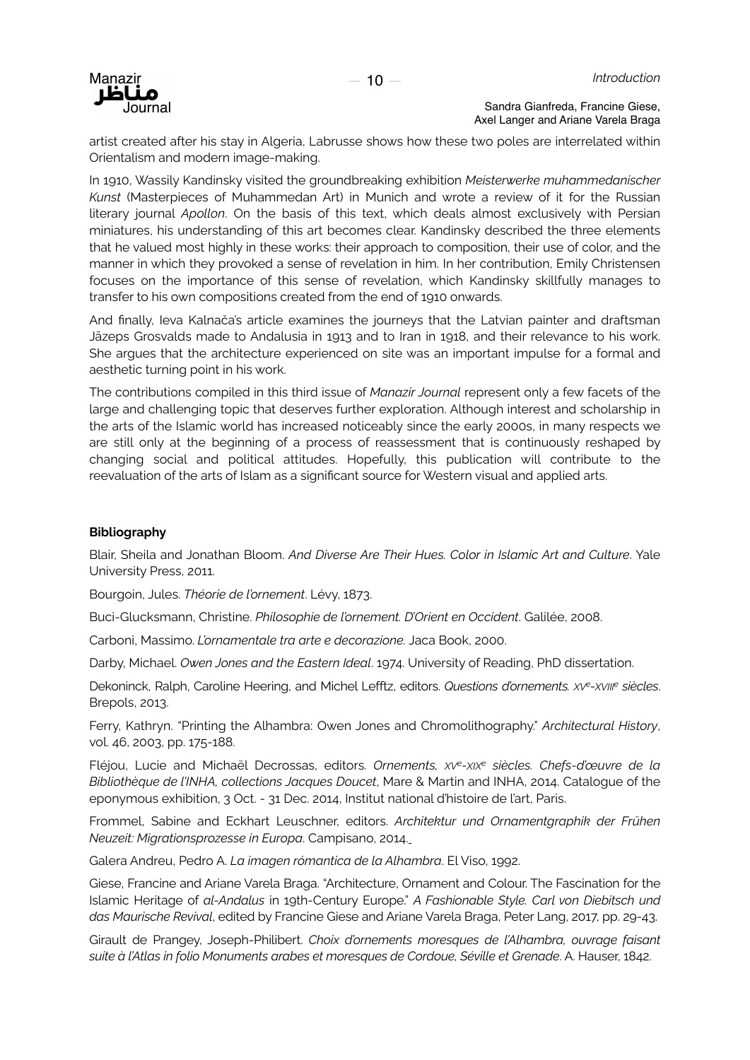artist created after his stay in Algeria, Labrusse shows how these two poles are interrelated within Orientalism and modern image-making.

In 1910, Wassily Kandinsky visited the groundbreaking exhibition *Meisterwerke muhammedanischer Kunst* (Masterpieces of Muhammedan Art) in Munich and wrote a review of it for the Russian literary journal *Apollon*. On the basis of this text, which deals almost exclusively with Persian miniatures, his understanding of this art becomes clear. Kandinsky described the three elements that he valued most highly in these works: their approach to composition, their use of color, and the manner in which they provoked a sense of revelation in him. In her contribution, Emily Christensen focuses on the importance of this sense of revelation, which Kandinsky skillfully manages to transfer to his own compositions created from the end of 1910 onwards.

And finally, Ieva Kalnača's article examines the journeys that the Latvian painter and draftsman Jāzeps Grosvalds made to Andalusia in 1913 and to Iran in 1918, and their relevance to his work. She argues that the architecture experienced on site was an important impulse for a formal and aesthetic turning point in his work.

The contributions compiled in this third issue of *Manazir Journal* represent only a few facets of the large and challenging topic that deserves further exploration. Although interest and scholarship in the arts of the Islamic world has increased noticeably since the early 2000s, in many respects we are still only at the beginning of a process of reassessment that is continuously reshaped by changing social and political attitudes. Hopefully, this publication will contribute to the reevaluation of the arts of Islam as a significant source for Western visual and applied arts.

**Bibliography**

Blair, Sheila and Jonathan Bloom. *And Diverse Are Their Hues. Color in Islamic Art and Culture*. Yale University Press, 2011.

Bourgoin, Jules. *Théorie de l'ornement*. Lévy, 1873.

Buci-Glucksmann, Christine. *Philosophie de l'ornement. D'Orient en Occident*. Galilée, 2008.

Carboni, Massimo. *L'ornamentale tra arte e decorazione.* Jaca Book, 2000.

Darby, Michael. *Owen Jones and the Eastern Ideal*. 1974. University of Reading, PhD dissertation.

Dekoninck, Ralph, Caroline Heering, and Michel Lefftz, editors. *Questions d'ornements. XVe-XVIIIe siècles*. Brepols, 2013.

Ferry, Kathryn. "Printing the Alhambra: Owen Jones and Chromolithography." *Architectural History*, vol. 46, 2003, pp. 175-188.

Fléjou, Lucie and Michaël Decrossas, editors. *Ornements, XVe-XIXe siècles. Chefs-d'œuvre de la Bibliothèque de l'INHA, collections Jacques Doucet*, Mare & Martin and INHA, 2014. Catalogue of the eponymous exhibition, 3 Oct. - 31 Dec. 2014, Institut national d'histoire de l'art, Paris.

Frommel, Sabine and Eckhart Leuschner, editors. *Architektur und Ornamentgraphik der Frühen Neuzeit: Migrationsprozesse in Europa*. Campisano, 2014.

Galera Andreu, Pedro A. *La imagen rómantica de la Alhambra*. El Viso, 1992.

Giese, Francine and Ariane Varela Braga. "Architecture, Ornament and Colour. The Fascination for the Islamic Heritage of *al-Andalus* in 19th-Century Europe." *A Fashionable Style. Carl von Diebitsch und das Maurische Revival*, edited by Francine Giese and Ariane Varela Braga, Peter Lang, 2017, pp. 29-43.

Girault de Prangey, Joseph-Philibert. *Choix d'ornements moresques de l'Alhambra, ouvrage faisant suite à l'Atlas in folio Monuments arabes et moresques de Cordoue, Séville et Grenade*. A. Hauser, 1842.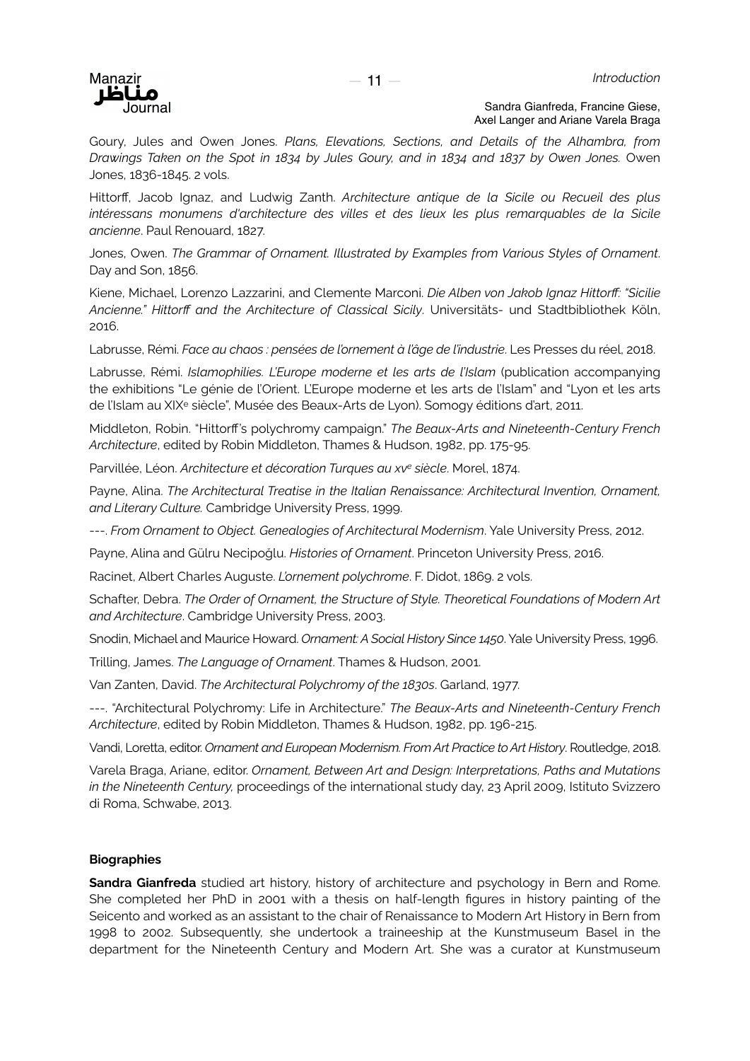Goury, Jules and Owen Jones. *Plans, Elevations, Sections, and Details of the Alhambra, from Drawings Taken on the Spot in 1834 by Jules Goury, and in 1834 and 1837 by Owen Jones.* Owen Jones, 1836-1845. 2 vols.

Hittorff, Jacob Ignaz, and Ludwig Zanth. *Architecture antique de la Sicile ou Recueil des plus intéressans monumens d'architecture des villes et des lieux les plus remarquables de la Sicile ancienne*. Paul Renouard, 1827.

Jones, Owen. *The Grammar of Ornament. Illustrated by Examples from Various Styles of Ornament*. Day and Son, 1856.

Kiene, Michael, Lorenzo Lazzarini, and Clemente Marconi. *Die Alben von Jakob Ignaz Hittorff: "Sicilie Ancienne." Hittorff and the Architecture of Classical Sicily*. Universitäts- und Stadtbibliothek Köln, 2016.

Labrusse, Rémi. *Face au chaos : pensées de l'ornement à l'âge de l'industrie*. Les Presses du réel, 2018.

Labrusse, Rémi. *Islamophilies. L'Europe moderne et les arts de l'Islam* (publication accompanying the exhibitions "Le génie de l'Orient. L'Europe moderne et les arts de l'Islam" and "Lyon et les arts de l'Islam au XIXe siècle", Musée des Beaux-Arts de Lyon). Somogy éditions d'art, 2011.

Middleton, Robin. "Hittorff's polychromy campaign." *The Beaux-Arts and Nineteenth-Century French Architecture*, edited by Robin Middleton, Thames & Hudson, 1982, pp. 175-95.

Parvillée, Léon. *Architecture et décoration Turques au xve siècle*. Morel, 1874.

Payne, Alina. *The Architectural Treatise in the Italian Renaissance: Architectural Invention, Ornament, and Literary Culture.* Cambridge University Press, 1999.

---. *From Ornament to Object. Genealogies of Architectural Modernism*. Yale University Press, 2012.

Payne, Alina and Gülru Necipoğlu. *Histories of Ornament*. Princeton University Press, 2016.

Racinet, Albert Charles Auguste. *L'ornement polychrome*. F. Didot, 1869. 2 vols.

Schafter, Debra. *The Order of Ornament, the Structure of Style. Theoretical Foundations of Modern Art and Architecture*. Cambridge University Press, 2003.

Snodin, Michael and Maurice Howard. *Ornament: A Social History Since 1450*. Yale University Press, 1996.

Trilling, James. *The Language of Ornament*. Thames & Hudson, 2001.

Van Zanten, David. *The Architectural Polychromy of the 1830s*. Garland, 1977.

---. "Architectural Polychromy: Life in Architecture." *The Beaux-Arts and Nineteenth-Century French Architecture*, edited by Robin Middleton, Thames & Hudson, 1982, pp. 196-215.

Vandi, Loretta, editor. *Ornament and European Modernism. From Art Practice to Art History*. Routledge, 2018.

Varela Braga, Ariane, editor. *Ornament, Between Art and Design: Interpretations, Paths and Mutations in the Nineteenth Century,* proceedings of the international study day, 23 April 2009, Istituto Svizzero di Roma, Schwabe, 2013.

**Biographies**

**Sandra Gianfreda** studied art history, history of architecture and psychology in Bern and Rome. She completed her PhD in 2001 with a thesis on half-length figures in history painting of the Seicento and worked as an assistant to the chair of Renaissance to Modern Art History in Bern from 1998 to 2002. Subsequently, she undertook a traineeship at the Kunstmuseum Basel in the department for the Nineteenth Century and Modern Art. She was a curator at Kunstmuseum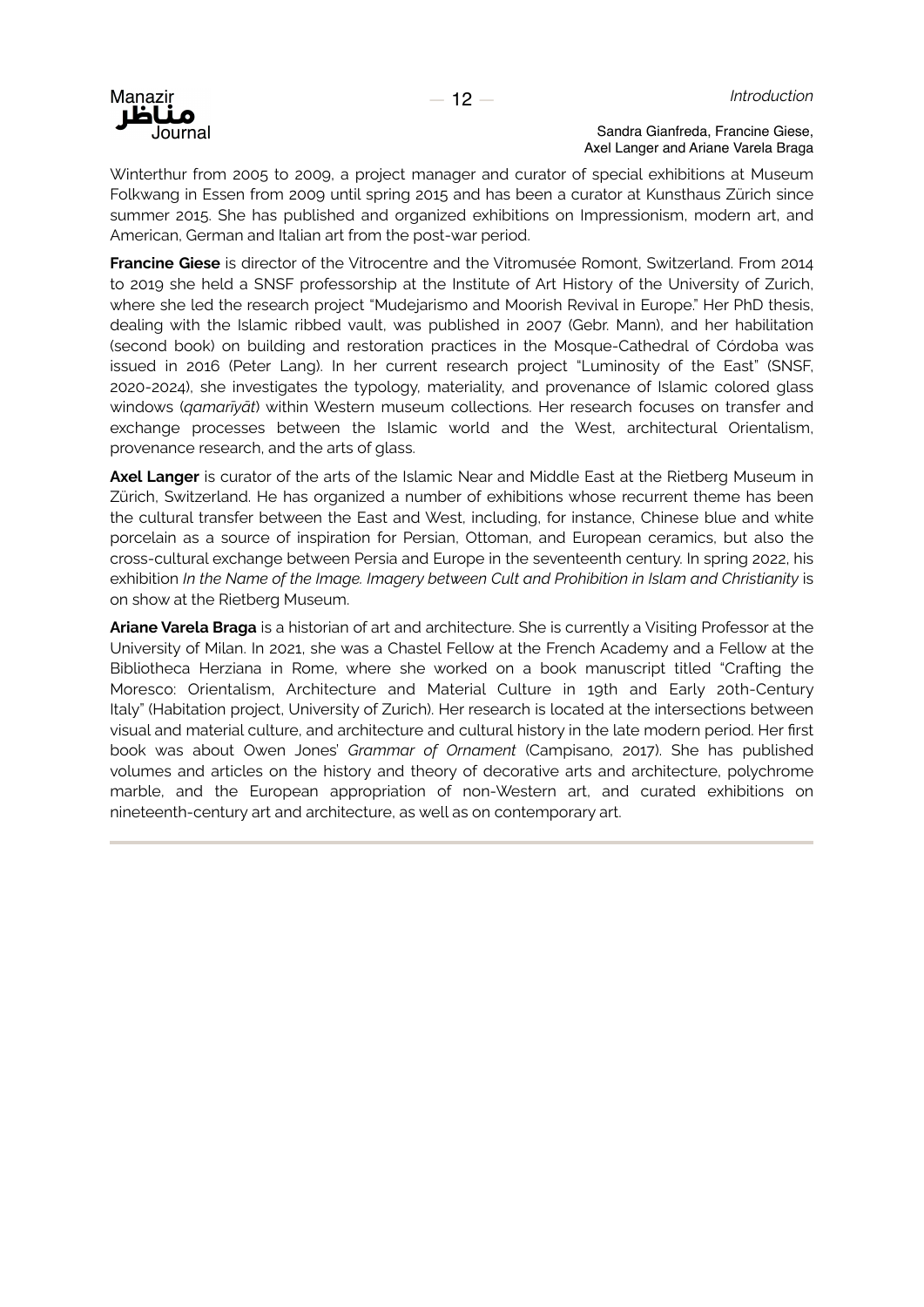Winterthur from 2005 to 2009, a project manager and curator of special exhibitions at Museum Folkwang in Essen from 2009 until spring 2015 and has been a curator at Kunsthaus Zürich since summer 2015. She has published and organized exhibitions on Impressionism, modern art, and American, German and Italian art from the post-war period.

**Francine Giese** is director of the Vitrocentre and the Vitromusée Romont, Switzerland. From 2014 to 2019 she held a SNSF professorship at the Institute of Art History of the University of Zurich, where she led the research project "Mudejarismo and Moorish Revival in Europe." Her PhD thesis, dealing with the Islamic ribbed vault, was published in 2007 (Gebr. Mann), and her habilitation (second book) on building and restoration practices in the Mosque-Cathedral of Córdoba was issued in 2016 (Peter Lang). In her current research project "Luminosity of the East" (SNSF, 2020-2024), she investigates the typology, materiality, and provenance of Islamic colored glass windows (*qamarīyāt*) within Western museum collections. Her research focuses on transfer and exchange processes between the Islamic world and the West, architectural Orientalism, provenance research, and the arts of glass.

**Axel Langer** is curator of the arts of the Islamic Near and Middle East at the Rietberg Museum in Zürich, Switzerland. He has organized a number of exhibitions whose recurrent theme has been the cultural transfer between the East and West, including, for instance, Chinese blue and white porcelain as a source of inspiration for Persian, Ottoman, and European ceramics, but also the cross-cultural exchange between Persia and Europe in the seventeenth century. In spring 2022, his exhibition *In the Name of the Image. Imagery between Cult and Prohibition in Islam and Christianity* is on show at the Rietberg Museum.

**Ariane Varela Braga** is a historian of art and architecture. She is currently a Visiting Professor at the University of Milan. In 2021, she was a Chastel Fellow at the French Academy and a Fellow at the Bibliotheca Herziana in Rome, where she worked on a book manuscript titled "Crafting the Moresco: Orientalism, Architecture and Material Culture in 19th and Early 20th-Century Italy" (Habitation project, University of Zurich). Her research is located at the intersections between visual and material culture, and architecture and cultural history in the late modern period. Her first book was about Owen Jones' *Grammar of Ornament* (Campisano, 2017). She has published volumes and articles on the history and theory of decorative arts and architecture, polychrome marble, and the European appropriation of non-Western art, and curated exhibitions on nineteenth-century art and architecture, as well as on contemporary art.